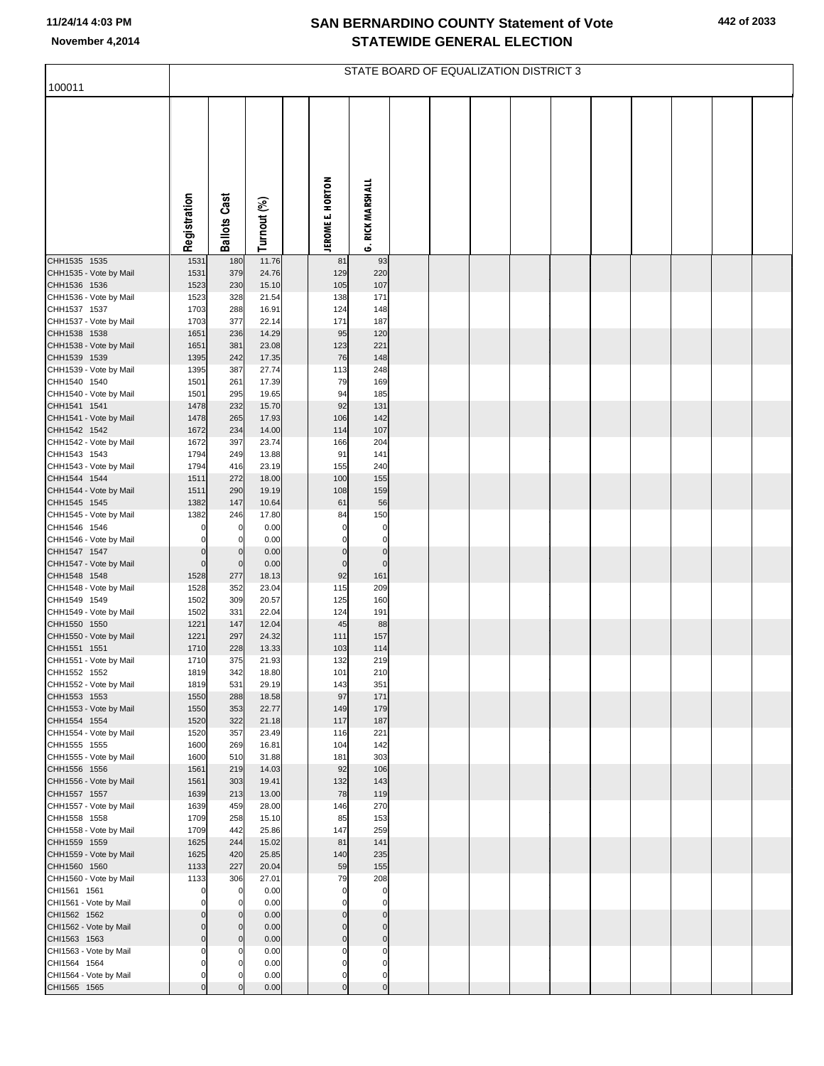# SAN BERNARDINO COUNTY Statement of Vote
## STATEWIDE GENERAL ELECTION

November 4,2014

STATE BOARD OF EQUALIZATION DISTRICT 3

100011

| | Registration | Ballots Cast | Turnout (%) | | JEROME E. HORTON | G. RICK MARSHALL |
|---|---|---|---|---|---|---|
| CHH1535 1535 | 1531 | 180 | 11.76 | | 81 | 93 |
| CHH1535 - Vote by Mail | 1531 | 379 | 24.76 | | 129 | 220 |
| CHH1536 1536 | 1523 | 230 | 15.10 | | 105 | 107 |
| CHH1536 - Vote by Mail | 1523 | 328 | 21.54 | | 138 | 171 |
| CHH1537 1537 | 1703 | 288 | 16.91 | | 124 | 148 |
| CHH1537 - Vote by Mail | 1703 | 377 | 22.14 | | 171 | 187 |
| CHH1538 1538 | 1651 | 236 | 14.29 | | 95 | 120 |
| CHH1538 - Vote by Mail | 1651 | 381 | 23.08 | | 123 | 221 |
| CHH1539 1539 | 1395 | 242 | 17.35 | | 76 | 148 |
| CHH1539 - Vote by Mail | 1395 | 387 | 27.74 | | 113 | 248 |
| CHH1540 1540 | 1501 | 261 | 17.39 | | 79 | 169 |
| CHH1540 - Vote by Mail | 1501 | 295 | 19.65 | | 94 | 185 |
| CHH1541 1541 | 1478 | 232 | 15.70 | | 92 | 131 |
| CHH1541 - Vote by Mail | 1478 | 265 | 17.93 | | 106 | 142 |
| CHH1542 1542 | 1672 | 234 | 14.00 | | 114 | 107 |
| CHH1542 - Vote by Mail | 1672 | 397 | 23.74 | | 166 | 204 |
| CHH1543 1543 | 1794 | 249 | 13.88 | | 91 | 141 |
| CHH1543 - Vote by Mail | 1794 | 416 | 23.19 | | 155 | 240 |
| CHH1544 1544 | 1511 | 272 | 18.00 | | 100 | 155 |
| CHH1544 - Vote by Mail | 1511 | 290 | 19.19 | | 108 | 159 |
| CHH1545 1545 | 1382 | 147 | 10.64 | | 61 | 56 |
| CHH1545 - Vote by Mail | 1382 | 246 | 17.80 | | 84 | 150 |
| CHH1546 1546 | 0 | 0 | 0.00 | | 0 | 0 |
| CHH1546 - Vote by Mail | 0 | 0 | 0.00 | | 0 | 0 |
| CHH1547 1547 | 0 | 0 | 0.00 | | 0 | 0 |
| CHH1547 - Vote by Mail | 0 | 0 | 0.00 | | 0 | 0 |
| CHH1548 1548 | 1528 | 277 | 18.13 | | 92 | 161 |
| CHH1548 - Vote by Mail | 1528 | 352 | 23.04 | | 115 | 209 |
| CHH1549 1549 | 1502 | 309 | 20.57 | | 125 | 160 |
| CHH1549 - Vote by Mail | 1502 | 331 | 22.04 | | 124 | 191 |
| CHH1550 1550 | 1221 | 147 | 12.04 | | 45 | 88 |
| CHH1550 - Vote by Mail | 1221 | 297 | 24.32 | | 111 | 157 |
| CHH1551 1551 | 1710 | 228 | 13.33 | | 103 | 114 |
| CHH1551 - Vote by Mail | 1710 | 375 | 21.93 | | 132 | 219 |
| CHH1552 1552 | 1819 | 342 | 18.80 | | 101 | 210 |
| CHH1552 - Vote by Mail | 1819 | 531 | 29.19 | | 143 | 351 |
| CHH1553 1553 | 1550 | 288 | 18.58 | | 97 | 171 |
| CHH1553 - Vote by Mail | 1550 | 353 | 22.77 | | 149 | 179 |
| CHH1554 1554 | 1520 | 322 | 21.18 | | 117 | 187 |
| CHH1554 - Vote by Mail | 1520 | 357 | 23.49 | | 116 | 221 |
| CHH1555 1555 | 1600 | 269 | 16.81 | | 104 | 142 |
| CHH1555 - Vote by Mail | 1600 | 510 | 31.88 | | 181 | 303 |
| CHH1556 1556 | 1561 | 219 | 14.03 | | 92 | 106 |
| CHH1556 - Vote by Mail | 1561 | 303 | 19.41 | | 132 | 143 |
| CHH1557 1557 | 1639 | 213 | 13.00 | | 78 | 119 |
| CHH1557 - Vote by Mail | 1639 | 459 | 28.00 | | 146 | 270 |
| CHH1558 1558 | 1709 | 258 | 15.10 | | 85 | 153 |
| CHH1558 - Vote by Mail | 1709 | 442 | 25.86 | | 147 | 259 |
| CHH1559 1559 | 1625 | 244 | 15.02 | | 81 | 141 |
| CHH1559 - Vote by Mail | 1625 | 420 | 25.85 | | 140 | 235 |
| CHH1560 1560 | 1133 | 227 | 20.04 | | 59 | 155 |
| CHH1560 - Vote by Mail | 1133 | 306 | 27.01 | | 79 | 208 |
| CHI1561 1561 | 0 | 0 | 0.00 | | 0 | 0 |
| CHI1561 - Vote by Mail | 0 | 0 | 0.00 | | 0 | 0 |
| CHI1562 1562 | 0 | 0 | 0.00 | | 0 | 0 |
| CHI1562 - Vote by Mail | 0 | 0 | 0.00 | | 0 | 0 |
| CHI1563 1563 | 0 | 0 | 0.00 | | 0 | 0 |
| CHI1563 - Vote by Mail | 0 | 0 | 0.00 | | 0 | 0 |
| CHI1564 1564 | 0 | 0 | 0.00 | | 0 | 0 |
| CHI1564 - Vote by Mail | 0 | 0 | 0.00 | | 0 | 0 |
| CHI1565 1565 | 0 | 0 | 0.00 | | 0 | 0 |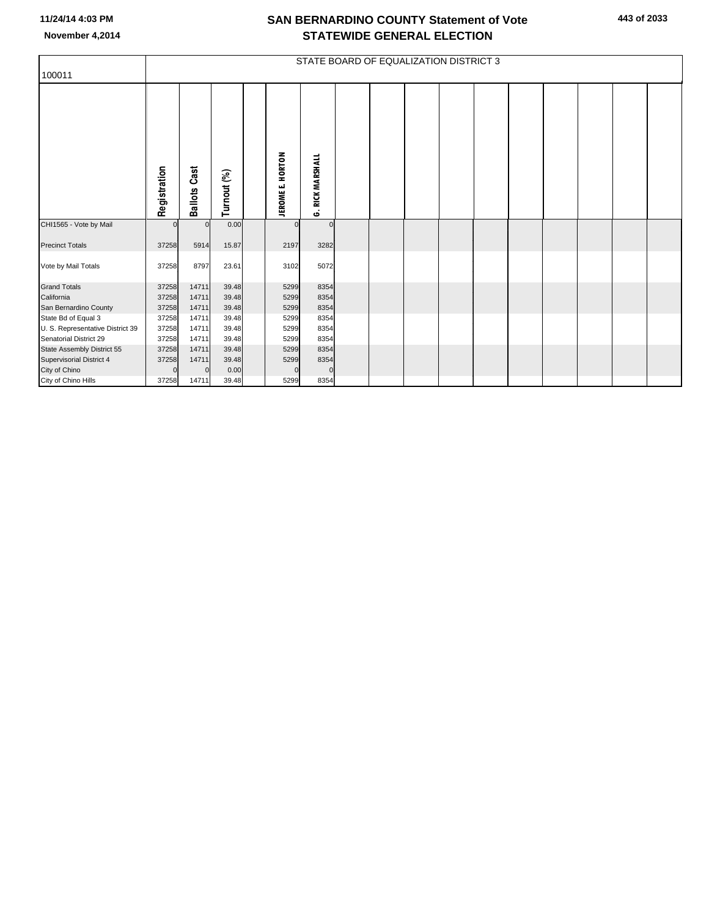# SAN BERNARDINO COUNTY Statement of Vote
## STATEWIDE GENERAL ELECTION

11/24/14 4:03 PM

November 4,2014

| 100011 | STATE BOARD OF EQUALIZATION DISTRICT 3 | | | | | |
|---|---|---|---|---|---|---|
| | Registration | Ballots Cast | Turnout (%) | | JEROME E. HORTON | G. RICK MARSHALL |
| CHI1565 - Vote by Mail | 0 | 0 | 0.00 | | 0 | 0 |
| Precinct Totals | 37258 | 5914 | 15.87 | | 2197 | 3282 |
| Vote by Mail Totals | 37258 | 8797 | 23.61 | | 3102 | 5072 |
| Grand Totals | 37258 | 14711 | 39.48 | | 5299 | 8354 |
| California | 37258 | 14711 | 39.48 | | 5299 | 8354 |
| San Bernardino County | 37258 | 14711 | 39.48 | | 5299 | 8354 |
| State Bd of Equal 3 | 37258 | 14711 | 39.48 | | 5299 | 8354 |
| U. S. Representative District 39 | 37258 | 14711 | 39.48 | | 5299 | 8354 |
| Senatorial District 29 | 37258 | 14711 | 39.48 | | 5299 | 8354 |
| State Assembly District 55 | 37258 | 14711 | 39.48 | | 5299 | 8354 |
| Supervisorial District 4 | 37258 | 14711 | 39.48 | | 5299 | 8354 |
| City of Chino | 0 | 0 | 0.00 | | 0 | 0 |
| City of Chino Hills | 37258 | 14711 | 39.48 | | 5299 | 8354 |